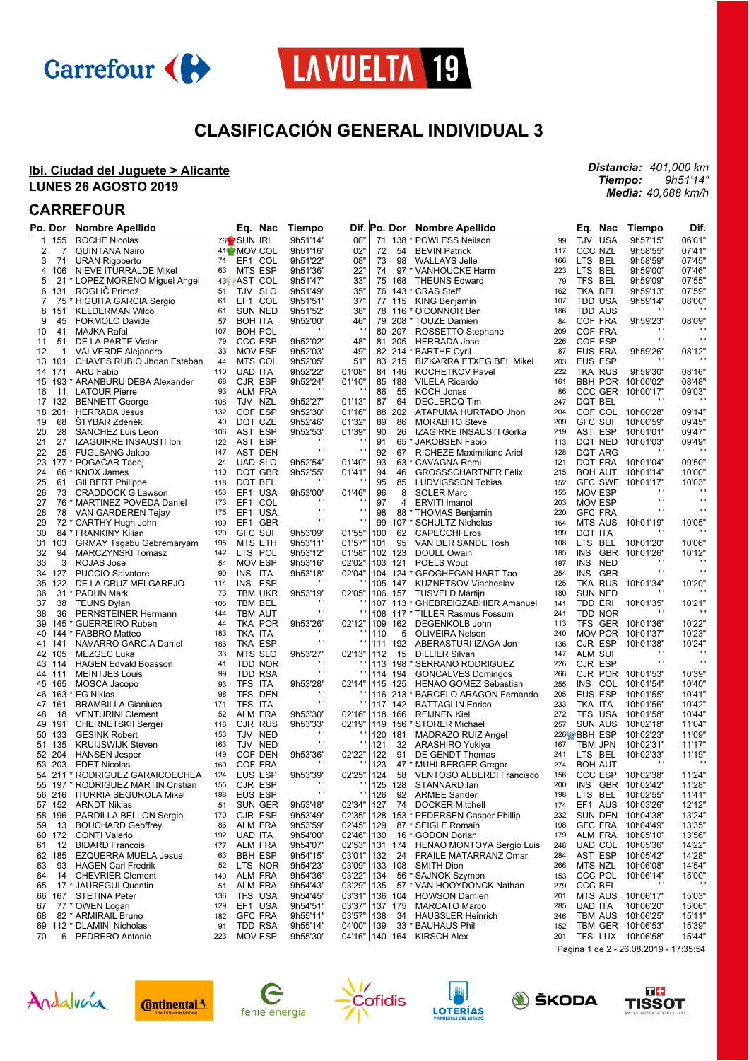# CLASIFICACIÓN GENERAL INDIVIDUAL 3

**Ibi. Ciudad del Juguete > Alicante**
**LUNES 26 AGOSTO 2019**

***Distancia:*** *401,000 km*
***Tiempo:*** *9h51'14"*
***Media:*** *40,688 km/h*

## CARREFOUR

| Po. | Dor | Nombre Apellido | | Eq. | Nac | Tiempo | Dif. |
|---|---|---|---|---|---|---|---|
| 1 | 155 | ROCHE Nicolas | 76 | SUN | IRL | 9h51'14" | 00" |
| 2 | 7 | QUINTANA Nairo | 41 | MOV | COL | 9h51'16" | 02" |
| 3 | 71 | URAN Rigoberto | 71 | EF1 | COL | 9h51'22" | 08" |
| 4 | 106 | NIEVE ITURRALDE Mikel | 63 | MTS | ESP | 9h51'36" | 22" |
| 5 | 21 | * LOPEZ MORENO Miguel Angel | 43 | AST | COL | 9h51'47" | 33" |
| 6 | 131 | ROGLIČ Primož | 51 | TJV | SLO | 9h51'49" | 35" |
| 7 | 75 | * HIGUITA GARCIA Sergio | 61 | EF1 | COL | 9h51'51" | 37" |
| 8 | 151 | KELDERMAN Wilco | 61 | SUN | NED | 9h51'52" | 38" |
| 9 | 45 | FORMOLO Davide | 57 | BOH | ITA | 9h52'00" | 46" |
| 10 | 41 | MAJKA Rafal | 107 | BOH | POL | ' ' | ' ' |
| 11 | 51 | DE LA PARTE Victor | 79 | CCC | ESP | 9h52'02" | 48" |
| 12 | 1 | VALVERDE Alejandro | 33 | MOV | ESP | 9h52'03" | 49" |
| 13 | 101 | CHAVES RUBIO Jhoan Esteban | 44 | MTS | COL | 9h52'05" | 51" |
| 14 | 171 | ARU Fabio | 110 | UAD | ITA | 9h52'22" | 01'08" |
| 15 | 193 | * ARANBURU DEBA Alexander | 68 | CJR | ESP | 9h52'24" | 01'10" |
| 16 | 11 | LATOUR Pierre | 93 | ALM | FRA | ' ' | ' ' |
| 17 | 132 | BENNETT George | 108 | TJV | NZL | 9h52'27" | 01'13" |
| 18 | 201 | HERRADA Jesus | 132 | COF | ESP | 9h52'30" | 01'16" |
| 19 | 68 | ŠTYBAR Zdeněk | 40 | DQT | CZE | 9h52'46" | 01'32" |
| 20 | 28 | SANCHEZ Luis Leon | 106 | AST | ESP | 9h52'53" | 01'39" |
| 21 | 27 | IZAGUIRRE INSAUSTI Ion | 122 | AST | ESP | ' ' | ' ' |
| 22 | 25 | FUGLSANG Jakob | 147 | AST | DEN | ' ' | ' ' |
| 23 | 177 | * POGAČAR Tadej | 24 | UAD | SLO | 9h52'54" | 01'40" |
| 24 | 66 | * KNOX James | 110 | DQT | GBR | 9h52'55" | 01'41" |
| 25 | 61 | GILBERT Philippe | 118 | DQT | BEL | ' ' | ' ' |
| 26 | 73 | CRADDOCK G Lawson | 153 | EF1 | USA | 9h53'00" | 01'46" |
| 27 | 76 | * MARTINEZ POVEDA Daniel | 173 | EF1 | COL | ' ' | ' ' |
| 28 | 78 | VAN GARDEREN Tejay | 175 | EF1 | USA | ' ' | ' ' |
| 29 | 72 | * CARTHY Hugh John | 199 | EF1 | GBR | ' ' | ' ' |
| 30 | 84 | * FRANKINY Kilian | 120 | GFC | SUI | 9h53'09" | 01'55" |
| 31 | 103 | GRMAY Tsgabu Gebremaryam | 195 | MTS | ETH | 9h53'11" | 01'57" |
| 32 | 94 | MARCZYNSKI Tomasz | 142 | LTS | POL | 9h53'12" | 01'58" |
| 33 | 3 | ROJAS Jose | 54 | MOV | ESP | 9h53'16" | 02'02" |
| 34 | 127 | PUCCIO Salvatore | 90 | INS | ITA | 9h53'18" | 02'04" |
| 35 | 122 | DE LA CRUZ MELGAREJO | 114 | INS | ESP | ' ' | ' ' |
| 36 | 31 | * PADUN Mark | 73 | TBM | UKR | 9h53'19" | 02'05" |
| 37 | 38 | TEUNS Dylan | 105 | TBM | BEL | ' ' | ' ' |
| 38 | 36 | PERNSTEINER Hermann | 144 | TBM | AUT | ' ' | ' ' |
| 39 | 145 | * GUERREIRO Ruben | 44 | TKA | POR | 9h53'26" | 02'12" |
| 40 | 144 | * FABBRO Matteo | 183 | TKA | ITA | ' ' | ' ' |
| 41 | 141 | NAVARRO GARCIA Daniel | 186 | TKA | ESP | ' ' | ' ' |
| 42 | 105 | MEZGEC Luka | 33 | MTS | SLO | 9h53'27" | 02'13" |
| 43 | 114 | HAGEN Edvald Boasson | 41 | TDD | NOR | ' ' | ' ' |
| 44 | 111 | MEINTJES Louis | 99 | TDD | RSA | ' ' | ' ' |
| 45 | 165 | MOSCA Jacopo | 93 | TFS | ITA | 9h53'28" | 02'14" |
| 46 | 163 | * EG Niklas | 98 | TFS | DEN | ' ' | ' ' |
| 47 | 161 | BRAMBILLA Gianluca | 171 | TFS | ITA | ' ' | ' ' |
| 48 | 18 | VENTURINI Clement | 52 | ALM | FRA | 9h53'30" | 02'16" |
| 49 | 191 | CHERNETSKII Sergei | 116 | CJR | RUS | 9h53'33" | 02'19" |
| 50 | 133 | GESINK Robert | 153 | TJV | NED | ' ' | ' ' |
| 51 | 135 | KRUIJSWIJK Steven | 163 | TJV | NED | ' ' | ' ' |
| 52 | 204 | HANSEN Jesper | 149 | COF | DEN | 9h53'36" | 02'22" |
| 53 | 203 | EDET Nicolas | 160 | COF | FRA | ' ' | ' ' |
| 54 | 211 | * RODRIGUEZ GARAICOECHEA | 124 | EUS | ESP | 9h53'39" | 02'25" |
| 55 | 197 | * RODRIGUEZ MARTIN Cristian | 155 | CJR | ESP | ' ' | ' ' |
| 56 | 216 | ITURRIA SEGUROLA Mikel | 188 | EUS | ESP | ' ' | ' ' |
| 57 | 152 | ARNDT Nikias | 51 | SUN | GER | 9h53'48" | 02'34" |
| 58 | 196 | PARDILLA BELLON Sergio | 170 | CJR | ESP | 9h53'49" | 02'35" |
| 59 | 13 | BOUCHARD Geoffrey | 86 | ALM | FRA | 9h53'59" | 02'45" |
| 60 | 172 | CONTI Valerio | 192 | UAD | ITA | 9h54'00" | 02'46" |
| 61 | 12 | BIDARD Francois | 177 | ALM | FRA | 9h54'07" | 02'53" |
| 62 | 185 | EZQUERRA MUELA Jesus | 63 | BBH | ESP | 9h54'15" | 03'01" |
| 63 | 93 | HAGEN Carl Fredrik | 52 | LTS | NOR | 9h54'23" | 03'09" |
| 64 | 14 | CHEVRIER Clement | 140 | ALM | FRA | 9h54'36" | 03'22" |
| 65 | 17 | * JAUREGUI Quentin | 51 | ALM | FRA | 9h54'43" | 03'29" |
| 66 | 167 | STETINA Peter | 136 | TFS | USA | 9h54'45" | 03'31" |
| 67 | 77 | * OWEN Logan | 129 | EF1 | USA | 9h54'51" | 03'37" |
| 68 | 82 | * ARMIRAIL Bruno | 182 | GFC | FRA | 9h55'11" | 03'57" |
| 69 | 112 | * DLAMINI Nicholas | 91 | TDD | RSA | 9h55'14" | 04'00" |
| 70 | 6 | PEDRERO Antonio | 223 | MOV | ESP | 9h55'30" | 04'16" |
| 71 | 138 | * POWLESS Neilson | 99 | TJV | USA | 9h57'15" | 06'01" |
| 72 | 54 | BEVIN Patrick | 117 | CCC | NZL | 9h58'55" | 07'41" |
| 73 | 98 | WALLAYS Jelle | 166 | LTS | BEL | 9h58'59" | 07'45" |
| 74 | 97 | * VANHOUCKE Harm | 223 | LTS | BEL | 9h59'00" | 07'46" |
| 75 | 168 | THEUNS Edward | 79 | TFS | BEL | 9h59'09" | 07'55" |
| 76 | 143 | * CRAS Steff | 162 | TKA | BEL | 9h59'13" | 07'59" |
| 77 | 115 | KING Benjamin | 107 | TDD | USA | 9h59'14" | 08'00" |
| 78 | 116 | * O'CONNOR Ben | 186 | TDD | AUS | ' ' | ' ' |
| 79 | 208 | * TOUZE Damien | 84 | COF | FRA | 9h59'23" | 08'09" |
| 80 | 207 | ROSSETTO Stephane | 209 | COF | FRA | ' ' | ' ' |
| 81 | 205 | HERRADA Jose | 226 | COF | ESP | ' ' | ' ' |
| 82 | 214 | * BARTHE Cyril | 87 | EUS | FRA | 9h59'26" | 08'12" |
| 83 | 215 | BIZKARRA ETXEGIBEL Mikel | 203 | EUS | ESP | ' ' | ' ' |
| 84 | 146 | KOCHETKOV Pavel | 222 | TKA | RUS | 9h59'30" | 08'16" |
| 85 | 188 | VILELA Ricardo | 161 | BBH | POR | 10h00'02" | 08'48" |
| 86 | 55 | KOCH Jonas | 86 | CCC | GER | 10h00'17" | 09'03" |
| 87 | 64 | DECLERCQ Tim | 247 | DQT | BEL | ' ' | ' ' |
| 88 | 202 | ATAPUMA HURTADO Jhon | 204 | COF | COL | 10h00'28" | 09'14" |
| 89 | 86 | MORABITO Steve | 209 | GFC | SUI | 10h00'59" | 09'45" |
| 90 | 26 | IZAGIRRE INSAUSTI Gorka | 219 | AST | ESP | 10h01'01" | 09'47" |
| 91 | 65 | * JAKOBSEN Fabio | 113 | DQT | NED | 10h01'03" | 09'49" |
| 92 | 67 | RICHEZE Maximiliano Ariel | 128 | DQT | ARG | ' ' | ' ' |
| 93 | 63 | * CAVAGNA Remi | 121 | DQT | FRA | 10h01'04" | 09'50" |
| 94 | 46 | GROSSSCHARTNER Felix | 215 | BOH | AUT | 10h01'14" | 10'00" |
| 95 | 85 | LUDVIGSSON Tobias | 152 | GFC | SWE | 10h01'17" | 10'03" |
| 96 | 8 | SOLER Marc | 155 | MOV | ESP | ' ' | ' ' |
| 97 | 4 | ERVITI Imanol | 203 | MOV | ESP | ' ' | ' ' |
| 98 | 88 | * THOMAS Benjamin | 220 | GFC | FRA | ' ' | ' ' |
| 99 | 107 | * SCHULTZ Nicholas | 164 | MTS | AUS | 10h01'19" | 10'05" |
| 100 | 62 | CAPECCHI Eros | 199 | DQT | ITA | ' ' | ' ' |
| 101 | 95 | VAN DER SANDE Tosh | 108 | LTS | BEL | 10h01'20" | 10'06" |
| 102 | 123 | DOULL Owain | 185 | INS | GBR | 10h01'26" | 10'12" |
| 103 | 121 | POELS Wout | 197 | INS | NED | ' ' | ' ' |
| 104 | 124 | * GEOGHEGAN HART Tao | 254 | INS | GBR | ' ' | ' ' |
| 105 | 147 | KUZNETSOV Viacheslav | 125 | TKA | RUS | 10h01'34" | 10'20" |
| 106 | 157 | TUSVELD Martijn | 180 | SUN | NED | ' ' | ' ' |
| 107 | 113 | * GHEBREIGZABHIER Amanuel | 141 | TDD | ERI | 10h01'35" | 10'21" |
| 108 | 117 | * TILLER Rasmus Fossum | 241 | TDD | NOR | ' ' | ' ' |
| 109 | 162 | DEGENKOLB John | 113 | TFS | GER | 10h01'36" | 10'22" |
| 110 | 5 | OLIVEIRA Nelson | 240 | MOV | POR | 10h01'37" | 10'23" |
| 111 | 192 | ABERASTURI IZAGA Jon | 136 | CJR | ESP | 10h01'38" | 10'24" |
| 112 | 15 | DILLIER Silvan | 147 | ALM | SUI | ' ' | ' ' |
| 113 | 198 | * SERRANO RODRIGUEZ | 226 | CJR | ESP | ' ' | ' ' |
| 114 | 194 | GONCALVES Domingos | 266 | CJR | POR | 10h01'53" | 10'39" |
| 115 | 125 | HENAO GOMEZ Sebastian | 255 | INS | COL | 10h01'54" | 10'40" |
| 116 | 213 | * BARCELO ARAGON Fernando | 205 | EUS | ESP | 10h01'55" | 10'41" |
| 117 | 142 | BATTAGLIN Enrico | 233 | TKA | ITA | 10h01'56" | 10'42" |
| 118 | 166 | REIJNEN Kiel | 272 | TFS | USA | 10h01'58" | 10'44" |
| 119 | 156 | * STORER Michael | 257 | SUN | AUS | 10h02'18" | 11'04" |
| 120 | 181 | MADRAZO RUIZ Angel | 226 | BBH | ESP | 10h02'23" | 11'09" |
| 121 | 32 | ARASHIRO Yukiya | 167 | TBM | JPN | 10h02'31" | 11'17" |
| 122 | 91 | DE GENDT Thomas | 241 | LTS | BEL | 10h02'33" | 11'19" |
| 123 | 47 | * MUHLBERGER Gregor | 274 | BOH | AUT | ' ' | ' ' |
| 124 | 58 | VENTOSO ALBERDI Francisco | 156 | CCC | ESP | 10h02'38" | 11'24" |
| 125 | 128 | STANNARD Ian | 200 | INS | GBR | 10h02'42" | 11'28" |
| 126 | 92 | ARMEE Sander | 198 | LTS | BEL | 10h02'55" | 11'41" |
| 127 | 74 | DOCKER Mitchell | 174 | EF1 | AUS | 10h03'26" | 12'12" |
| 128 | 153 | * PEDERSEN Casper Phillip | 232 | SUN | DEN | 10h04'38" | 13'24" |
| 129 | 87 | * SEIGLE Romain | 198 | GFC | FRA | 10h04'49" | 13'35" |
| 130 | 16 | * GODON Dorian | 179 | ALM | FRA | 10h05'10" | 13'56" |
| 131 | 174 | HENAO MONTOYA Sergio Luis | 248 | UAD | COL | 10h05'36" | 14'22" |
| 132 | 24 | FRAILE MATARRANZ Omar | 284 | AST | ESP | 10h05'42" | 14'28" |
| 133 | 108 | SMITH Dion | 266 | MTS | NZL | 10h06'08" | 14'54" |
| 134 | 56 | * SAJNOK Szymon | 153 | CCC | POL | 10h06'14" | 15'00" |
| 135 | 57 | * VAN HOOYDONCK Nathan | 279 | CCC | BEL | ' ' | ' ' |
| 136 | 104 | HOWSON Damien | 201 | MTS | AUS | 10h06'17" | 15'03" |
| 137 | 175 | MARCATO Marco | 285 | UAD | ITA | 10h06'20" | 15'06" |
| 138 | 34 | HAUSSLER Heinrich | 246 | TBM | AUS | 10h06'25" | 15'11" |
| 139 | 33 | * BAUHAUS Phil | 152 | TBM | GER | 10h06'53" | 15'39" |
| 140 | 164 | KIRSCH Alex | 201 | TFS | LUX | 10h06'58" | 15'44" |

Pagina 1 de 2 - 26.08.2019 - 17:35:54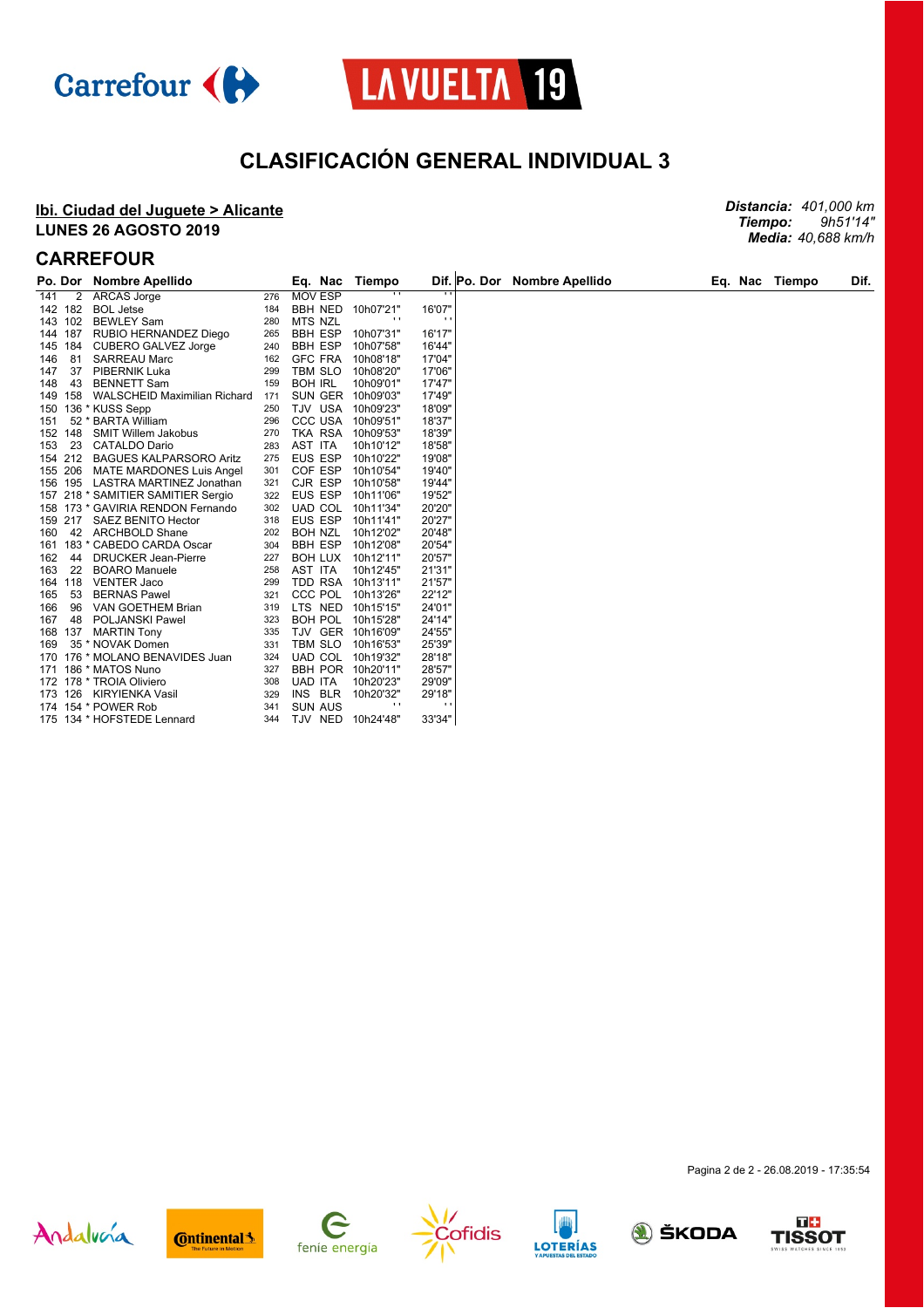# CLASIFICACIÓN GENERAL INDIVIDUAL 3

**Ibi. Ciudad del Juguete > Alicante**
**LUNES 26 AGOSTO 2019**

***Distancia:*** *401,000 km*
***Tiempo:*** *9h51'14"*
***Media:*** *40,688 km/h*

## CARREFOUR

| Po. | Dor | Nombre Apellido | | Eq. | Nac | Tiempo | Dif. |
|---|---|---|---|---|---|---|---|
| 141 | 2 | ARCAS Jorge | 276 | MOV | ESP | " | " |
| 142 | 182 | BOL Jetse | 184 | BBH | NED | 10h07'21" | 16'07" |
| 143 | 102 | BEWLEY Sam | 280 | MTS | NZL | " | " |
| 144 | 187 | RUBIO HERNANDEZ Diego | 265 | BBH | ESP | 10h07'31" | 16'17" |
| 145 | 184 | CUBERO GALVEZ Jorge | 240 | BBH | ESP | 10h07'58" | 16'44" |
| 146 | 81 | SARREAU Marc | 162 | GFC | FRA | 10h08'18" | 17'04" |
| 147 | 37 | PIBERNIK Luka | 299 | TBM | SLO | 10h08'20" | 17'06" |
| 148 | 43 | BENNETT Sam | 159 | BOH | IRL | 10h09'01" | 17'47" |
| 149 | 158 | WALSCHEID Maximilian Richard | 171 | SUN | GER | 10h09'03" | 17'49" |
| 150 | 136 * | KUSS Sepp | 250 | TJV | USA | 10h09'23" | 18'09" |
| 151 | 52 * | BARTA William | 296 | CCC | USA | 10h09'51" | 18'37" |
| 152 | 148 | SMIT Willem Jakobus | 270 | TKA | RSA | 10h09'53" | 18'39" |
| 153 | 23 | CATALDO Dario | 283 | AST | ITA | 10h10'12" | 18'58" |
| 154 | 212 | BAGUES KALPARSORO Aritz | 275 | EUS | ESP | 10h10'22" | 19'08" |
| 155 | 206 | MATE MARDONES Luis Angel | 301 | COF | ESP | 10h10'54" | 19'40" |
| 156 | 195 | LASTRA MARTINEZ Jonathan | 321 | CJR | ESP | 10h10'58" | 19'44" |
| 157 | 218 * | SAMITIER SAMITIER Sergio | 322 | EUS | ESP | 10h11'06" | 19'52" |
| 158 | 173 * | GAVIRIA RENDON Fernando | 302 | UAD | COL | 10h11'34" | 20'20" |
| 159 | 217 | SAEZ BENITO Hector | 318 | EUS | ESP | 10h11'41" | 20'27" |
| 160 | 42 | ARCHBOLD Shane | 202 | BOH | NZL | 10h12'02" | 20'48" |
| 161 | 183 * | CABEDO CARDA Oscar | 304 | BBH | ESP | 10h12'08" | 20'54" |
| 162 | 44 | DRUCKER Jean-Pierre | 227 | BOH | LUX | 10h12'11" | 20'57" |
| 163 | 22 | BOARO Manuele | 258 | AST | ITA | 10h12'45" | 21'31" |
| 164 | 118 | VENTER Jaco | 299 | TDD | RSA | 10h13'11" | 21'57" |
| 165 | 53 | BERNAS Pawel | 321 | CCC | POL | 10h13'26" | 22'12" |
| 166 | 96 | VAN GOETHEM Brian | 319 | LTS | NED | 10h15'15" | 24'01" |
| 167 | 48 | POLJANSKI Pawel | 323 | BOH | POL | 10h15'28" | 24'14" |
| 168 | 137 | MARTIN Tony | 335 | TJV | GER | 10h16'09" | 24'55" |
| 169 | 35 * | NOVAK Domen | 331 | TBM | SLO | 10h16'53" | 25'39" |
| 170 | 176 * | MOLANO BENAVIDES Juan | 324 | UAD | COL | 10h19'32" | 28'18" |
| 171 | 186 * | MATOS Nuno | 327 | BBH | POR | 10h20'11" | 28'57" |
| 172 | 178 * | TROIA Oliviero | 308 | UAD | ITA | 10h20'23" | 29'09" |
| 173 | 126 | KIRYIENKA Vasil | 329 | INS | BLR | 10h20'32" | 29'18" |
| 174 | 154 * | POWER Rob | 341 | SUN | AUS | " | " |
| 175 | 134 * | HOFSTEDE Lennard | 344 | TJV | NED | 10h24'48" | 33'34" |

Pagina 2 de 2 - 26.08.2019 - 17:35:54